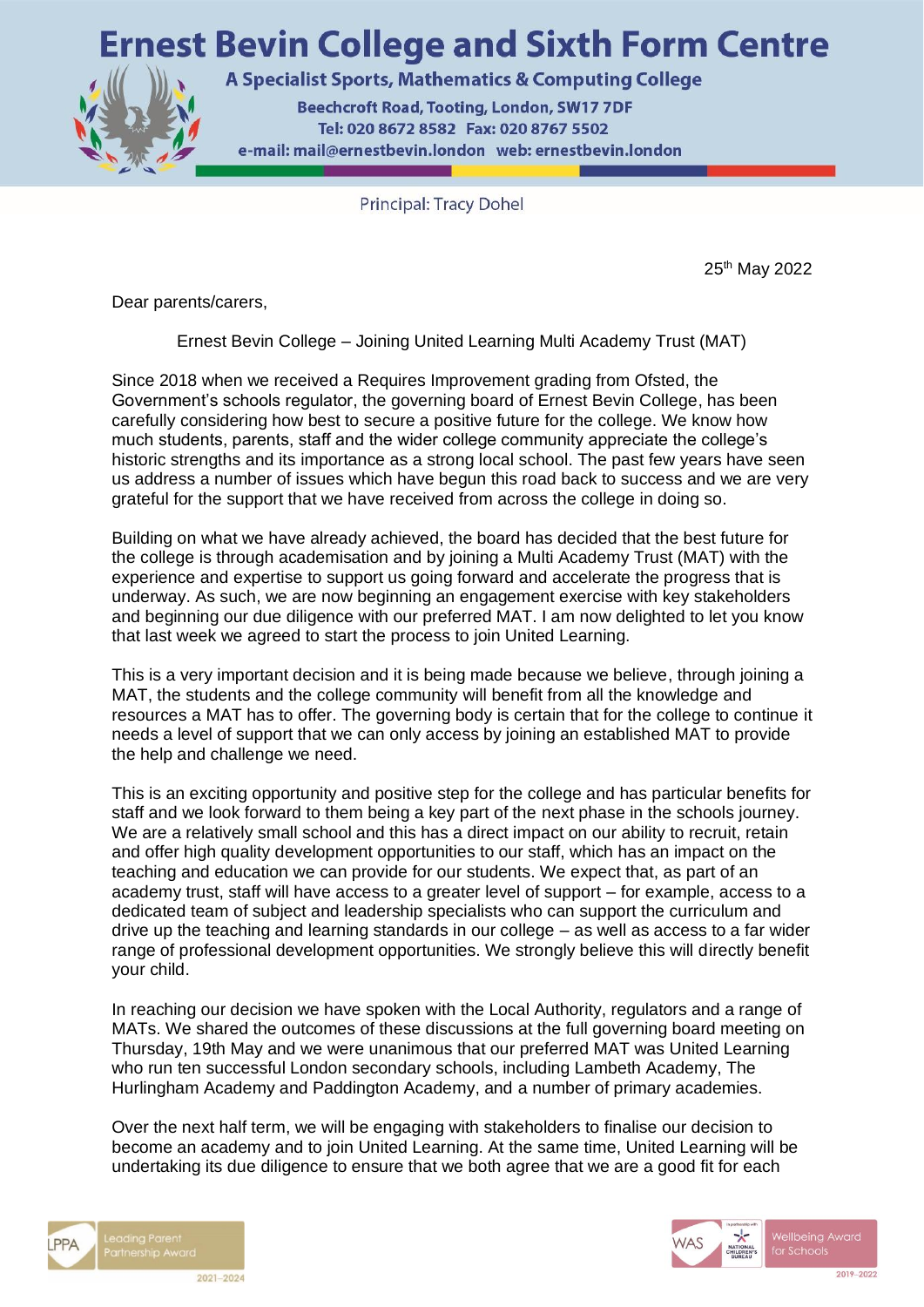# Ernest Bevin College and Sixth Form Centre

A Specialist Sports, Mathematics & Computing College

Beechcroft Road, Tooting, London, SW17 7DF
Tel: 020 8672 8582 Fax: 020 8767 5502
e-mail: mail@ernestbevin.london web: ernestbevin.london

Principal: Tracy Dohel

25th May 2022

Dear parents/carers,

Ernest Bevin College – Joining United Learning Multi Academy Trust (MAT)

Since 2018 when we received a Requires Improvement grading from Ofsted, the Government's schools regulator, the governing board of Ernest Bevin College, has been carefully considering how best to secure a positive future for the college. We know how much students, parents, staff and the wider college community appreciate the college's historic strengths and its importance as a strong local school. The past few years have seen us address a number of issues which have begun this road back to success and we are very grateful for the support that we have received from across the college in doing so.

Building on what we have already achieved, the board has decided that the best future for the college is through academisation and by joining a Multi Academy Trust (MAT) with the experience and expertise to support us going forward and accelerate the progress that is underway. As such, we are now beginning an engagement exercise with key stakeholders and beginning our due diligence with our preferred MAT. I am now delighted to let you know that last week we agreed to start the process to join United Learning.

This is a very important decision and it is being made because we believe, through joining a MAT, the students and the college community will benefit from all the knowledge and resources a MAT has to offer. The governing body is certain that for the college to continue it needs a level of support that we can only access by joining an established MAT to provide the help and challenge we need.

This is an exciting opportunity and positive step for the college and has particular benefits for staff and we look forward to them being a key part of the next phase in the schools journey. We are a relatively small school and this has a direct impact on our ability to recruit, retain and offer high quality development opportunities to our staff, which has an impact on the teaching and education we can provide for our students. We expect that, as part of an academy trust, staff will have access to a greater level of support – for example, access to a dedicated team of subject and leadership specialists who can support the curriculum and drive up the teaching and learning standards in our college – as well as access to a far wider range of professional development opportunities. We strongly believe this will directly benefit your child.

In reaching our decision we have spoken with the Local Authority, regulators and a range of MATs. We shared the outcomes of these discussions at the full governing board meeting on Thursday, 19th May and we were unanimous that our preferred MAT was United Learning who run ten successful London secondary schools, including Lambeth Academy, The Hurlingham Academy and Paddington Academy, and a number of primary academies.

Over the next half term, we will be engaging with stakeholders to finalise our decision to become an academy and to join United Learning. At the same time, United Learning will be undertaking its due diligence to ensure that we both agree that we are a good fit for each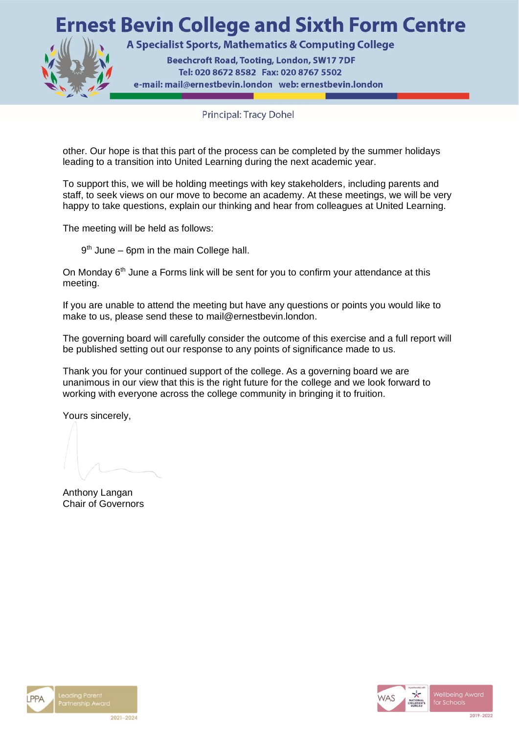other. Our hope is that this part of the process can be completed by the summer holidays leading to a transition into United Learning during the next academic year.

To support this, we will be holding meetings with key stakeholders, including parents and staff, to seek views on our move to become an academy. At these meetings, we will be very happy to take questions, explain our thinking and hear from colleagues at United Learning.

The meeting will be held as follows:

9th June – 6pm in the main College hall.

On Monday 6th June a Forms link will be sent for you to confirm your attendance at this meeting.

If you are unable to attend the meeting but have any questions or points you would like to make to us, please send these to mail@ernestbevin.london.

The governing board will carefully consider the outcome of this exercise and a full report will be published setting out our response to any points of significance made to us.

Thank you for your continued support of the college. As a governing board we are unanimous in our view that this is the right future for the college and we look forward to working with everyone across the college community in bringing it to fruition.

Yours sincerely,

Anthony Langan
Chair of Governors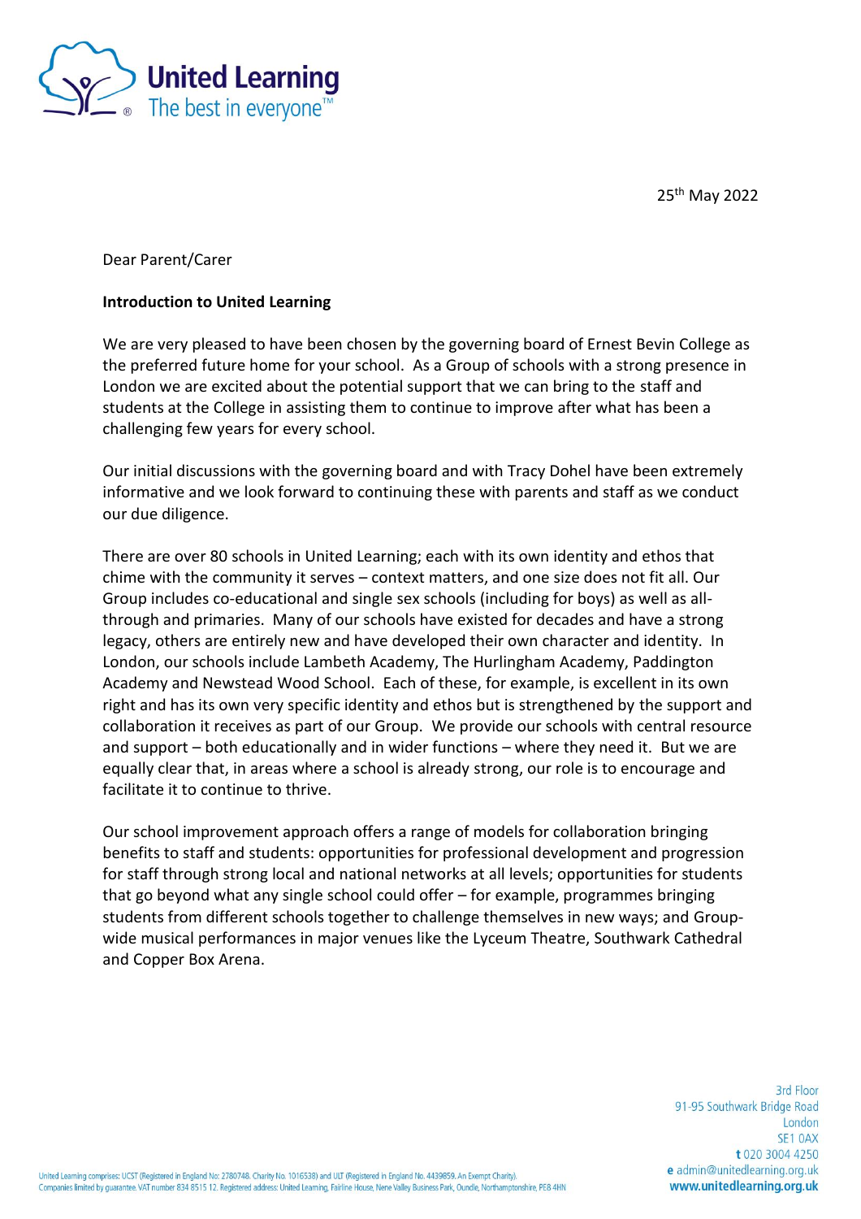25th May 2022

Dear Parent/Carer

**Introduction to United Learning**

We are very pleased to have been chosen by the governing board of Ernest Bevin College as the preferred future home for your school. As a Group of schools with a strong presence in London we are excited about the potential support that we can bring to the staff and students at the College in assisting them to continue to improve after what has been a challenging few years for every school.

Our initial discussions with the governing board and with Tracy Dohel have been extremely informative and we look forward to continuing these with parents and staff as we conduct our due diligence.

There are over 80 schools in United Learning; each with its own identity and ethos that chime with the community it serves – context matters, and one size does not fit all. Our Group includes co-educational and single sex schools (including for boys) as well as all-through and primaries. Many of our schools have existed for decades and have a strong legacy, others are entirely new and have developed their own character and identity. In London, our schools include Lambeth Academy, The Hurlingham Academy, Paddington Academy and Newstead Wood School. Each of these, for example, is excellent in its own right and has its own very specific identity and ethos but is strengthened by the support and collaboration it receives as part of our Group. We provide our schools with central resource and support – both educationally and in wider functions – where they need it. But we are equally clear that, in areas where a school is already strong, our role is to encourage and facilitate it to continue to thrive.

Our school improvement approach offers a range of models for collaboration bringing benefits to staff and students: opportunities for professional development and progression for staff through strong local and national networks at all levels; opportunities for students that go beyond what any single school could offer – for example, programmes bringing students from different schools together to challenge themselves in new ways; and Group-wide musical performances in major venues like the Lyceum Theatre, Southwark Cathedral and Copper Box Arena.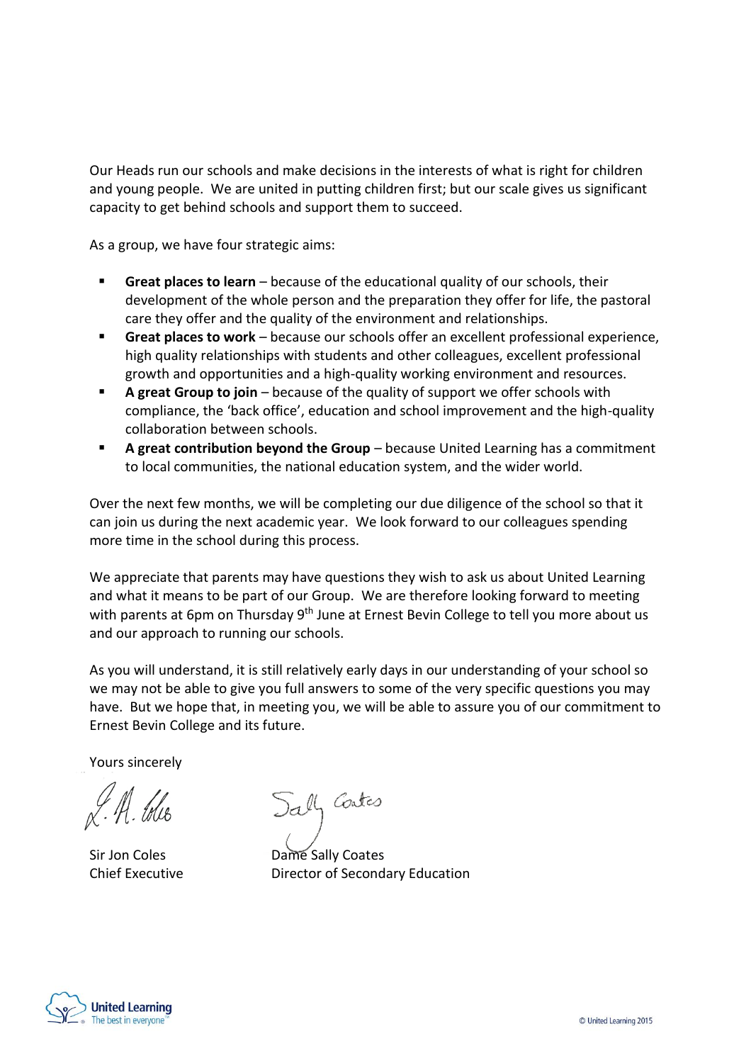Our Heads run our schools and make decisions in the interests of what is right for children and young people. We are united in putting children first; but our scale gives us significant capacity to get behind schools and support them to succeed.

As a group, we have four strategic aims:

- **Great places to learn** – because of the educational quality of our schools, their development of the whole person and the preparation they offer for life, the pastoral care they offer and the quality of the environment and relationships.
- **Great places to work** – because our schools offer an excellent professional experience, high quality relationships with students and other colleagues, excellent professional growth and opportunities and a high-quality working environment and resources.
- **A great Group to join** – because of the quality of support we offer schools with compliance, the 'back office', education and school improvement and the high-quality collaboration between schools.
- **A great contribution beyond the Group** – because United Learning has a commitment to local communities, the national education system, and the wider world.

Over the next few months, we will be completing our due diligence of the school so that it can join us during the next academic year. We look forward to our colleagues spending more time in the school during this process.

We appreciate that parents may have questions they wish to ask us about United Learning and what it means to be part of our Group. We are therefore looking forward to meeting with parents at 6pm on Thursday 9th June at Ernest Bevin College to tell you more about us and our approach to running our schools.

As you will understand, it is still relatively early days in our understanding of your school so we may not be able to give you full answers to some of the very specific questions you may have. But we hope that, in meeting you, we will be able to assure you of our commitment to Ernest Bevin College and its future.

Yours sincerely

Sir Jon Coles
Chief Executive

Dame Sally Coates
Director of Secondary Education

United Learning
The best in everyone™

© United Learning 2015